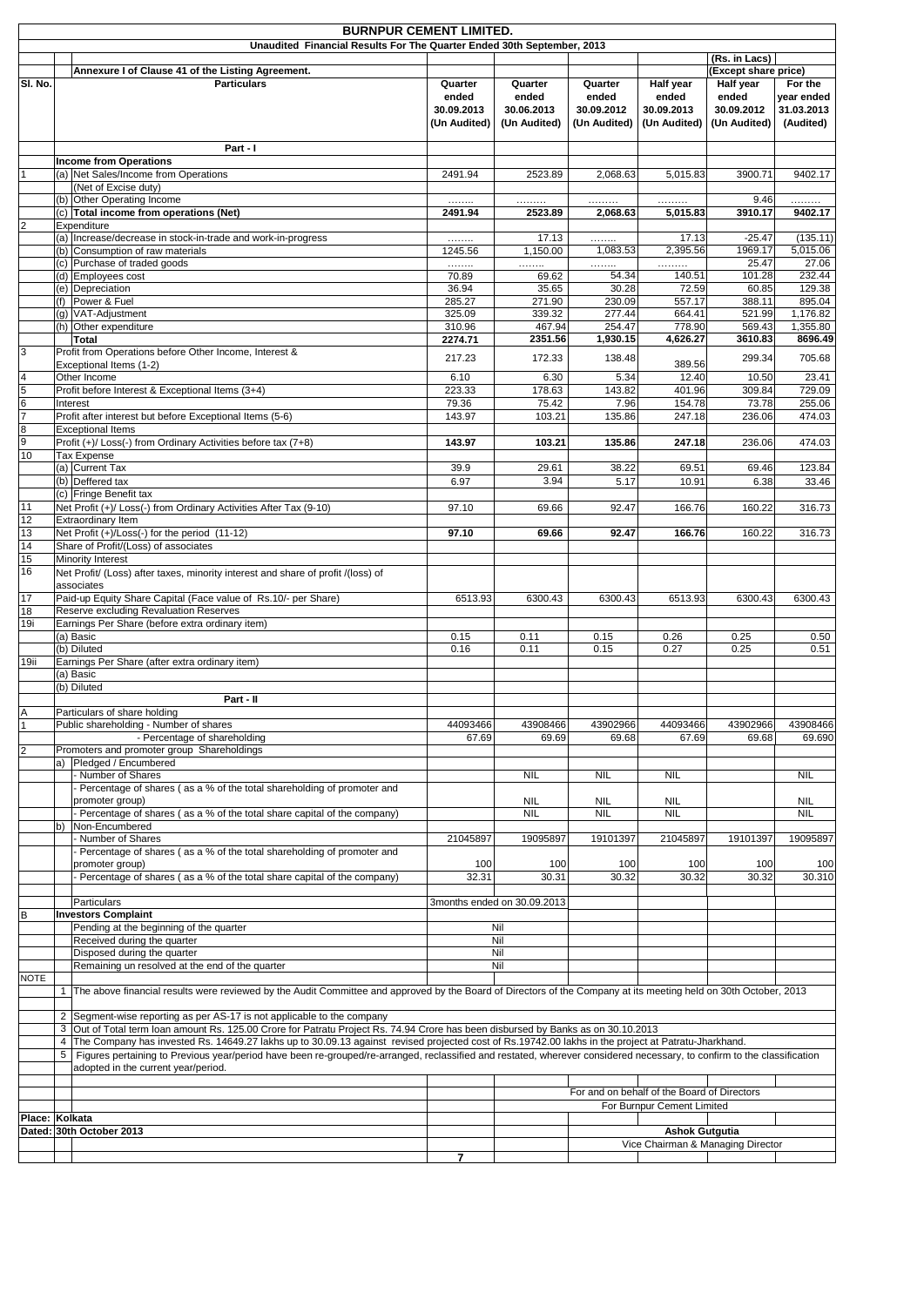# BURNPUR CEMENT LIMITED.

## Unaudited Financial Results For The Quarter Ended 30th September, 2013

| Sl. No. | Particulars | Quarter ended 30.09.2013 (Un Audited) | Quarter ended 30.06.2013 (Un Audited) | Quarter ended 30.09.2012 (Un Audited) | Half year ended 30.09.2013 (Un Audited) | Half year ended 30.09.2012 (Un Audited) | For the year ended 31.03.2013 (Audited) |
|---|---|---|---|---|---|---|---|
| | Annexure I of Clause 41 of the Listing Agreement. | | | | | (Rs. in Lacs) (Except share price) | |
| | **Part - I** | | | | | | |
| | **Income from Operations** | | | | | | |
| 1 | (a) Net Sales/Income from Operations (Net of Excise duty) | 2491.94 | 2523.89 | 2,068.63 | 5,015.83 | 3900.71 | 9402.17 |
| | (b) Other Operating Income | …….. | ……… | ……… | ……… | 9.46 | ……… |
| | (c) **Total income from operations (Net)** | **2491.94** | **2523.89** | **2,068.63** | **5,015.83** | **3910.17** | **9402.17** |
| 2 | Expenditure | | | | | | |
| | (a) Increase/decrease in stock-in-trade and work-in-progress | …….. | 17.13 | …….. | 17.13 | -25.47 | (135.11) |
| | (b) Consumption of raw materials | 1245.56 | 1,150.00 | 1,083.53 | 2,395.56 | 1969.17 | 5,015.06 |
| | (c) Purchase of traded goods | …….. | …….. | …….. | ……… | 25.47 | 27.06 |
| | (d) Employees cost | 70.89 | 69.62 | 54.34 | 140.51 | 101.28 | 232.44 |
| | (e) Depreciation | 36.94 | 35.65 | 30.28 | 72.59 | 60.85 | 129.38 |
| | (f) Power & Fuel | 285.27 | 271.90 | 230.09 | 557.17 | 388.11 | 895.04 |
| | (g) VAT-Adjustment | 325.09 | 339.32 | 277.44 | 664.41 | 521.99 | 1,176.82 |
| | (h) Other expenditure | 310.96 | 467.94 | 254.47 | 778.90 | 569.43 | 1,355.80 |
| | **Total** | **2274.71** | **2351.56** | **1,930.15** | **4,626.27** | **3610.83** | **8696.49** |
| 3 | Profit from Operations before Other Income, Interest & Exceptional Items (1-2) | 217.23 | 172.33 | 138.48 | 389.56 | 299.34 | 705.68 |
| 4 | Other Income | 6.10 | 6.30 | 5.34 | 12.40 | 10.50 | 23.41 |
| 5 | Profit before Interest & Exceptional Items (3+4) | 223.33 | 178.63 | 143.82 | 401.96 | 309.84 | 729.09 |
| 6 | Interest | 79.36 | 75.42 | 7.96 | 154.78 | 73.78 | 255.06 |
| 7 | Profit after interest but before Exceptional Items (5-6) | 143.97 | 103.21 | 135.86 | 247.18 | 236.06 | 474.03 |
| 8 | Exceptional Items | | | | | | |
| 9 | Profit (+)/ Loss(-) from Ordinary Activities before tax (7+8) | **143.97** | **103.21** | **135.86** | **247.18** | 236.06 | 474.03 |
| 10 | Tax Expense | | | | | | |
| | (a) Current Tax | 39.9 | 29.61 | 38.22 | 69.51 | 69.46 | 123.84 |
| | (b) Deffered tax | 6.97 | 3.94 | 5.17 | 10.91 | 6.38 | 33.46 |
| | (c) Fringe Benefit tax | | | | | | |
| 11 | Net Profit (+)/ Loss(-) from Ordinary Activities After Tax (9-10) | 97.10 | 69.66 | 92.47 | 166.76 | 160.22 | 316.73 |
| 12 | Extraordinary Item | | | | | | |
| 13 | Net Profit (+)/Loss(-) for the period (11-12) | **97.10** | **69.66** | **92.47** | **166.76** | 160.22 | 316.73 |
| 14 | Share of Profit/(Loss) of associates | | | | | | |
| 15 | Minority Interest | | | | | | |
| 16 | Net Profit/ (Loss) after taxes, minority interest and share of profit /(loss) of associates | | | | | | |
| 17 | Paid-up Equity Share Capital (Face value of Rs.10/- per Share) | 6513.93 | 6300.43 | 6300.43 | 6513.93 | 6300.43 | 6300.43 |
| 18 | Reserve excluding Revaluation Reserves | | | | | | |
| 19i | Earnings Per Share (before extra ordinary item) | | | | | | |
| | (a) Basic | 0.15 | 0.11 | 0.15 | 0.26 | 0.25 | 0.50 |
| | (b) Diluted | 0.16 | 0.11 | 0.15 | 0.27 | 0.25 | 0.51 |
| 19ii | Earnings Per Share (after extra ordinary item) | | | | | | |
| | (a) Basic | | | | | | |
| | (b) Diluted | | | | | | |
| | **Part - II** | | | | | | |
| A | Particulars of share holding | | | | | | |
| 1 | Public shareholding - Number of shares | 44093466 | 43908466 | 43902966 | 44093466 | 43902966 | 43908466 |
| | - Percentage of shareholding | 67.69 | 69.69 | 69.68 | 67.69 | 69.68 | 69.690 |
| 2 | Promoters and promoter group Shareholdings | | | | | | |
| | a) Pledged / Encumbered | | | | | | |
| | - Number of Shares | | NIL | NIL | NIL | | NIL |
| | - Percentage of shares ( as a % of the total shareholding of promoter and promoter group) | | NIL | NIL | NIL | | NIL |
| | - Percentage of shares ( as a % of the total share capital of the company) | | NIL | NIL | NIL | | NIL |
| | b) Non-Encumbered | | | | | | |
| | - Number of Shares | 21045897 | 19095897 | 19101397 | 21045897 | 19101397 | 19095897 |
| | - Percentage of shares ( as a % of the total shareholding of promoter and promoter group) | 100 | 100 | 100 | 100 | 100 | 100 |
| | - Percentage of shares ( as a % of the total share capital of the company) | 32.31 | 30.31 | 30.32 | 30.32 | 30.32 | 30.310 |

| | Particulars | 3months ended on 30.09.2013 |
|---|---|---|
| B | **Investors Complaint** | |
| | Pending at the beginning of the quarter | Nil |
| | Received during the quarter | Nil |
| | Disposed during the quarter | Nil |
| | Remaining un resolved at the end of the quarter | Nil |

**NOTE**

1. The above financial results were reviewed by the Audit Committee and approved by the Board of Directors of the Company at its meeting held on 30th October, 2013
2. Segment-wise reporting as per AS-17 is not applicable to the company
3. Out of Total term loan amount Rs. 125.00 Crore for Patratu Project Rs. 74.94 Crore has been disbursed by Banks as on 30.10.2013
4. The Company has invested Rs. 14649.27 lakhs up to 30.09.13 against revised projected cost of Rs.19742.00 lakhs in the project at Patratu-Jharkhand.
5. Figures pertaining to Previous year/period have been re-grouped/re-arranged, reclassified and restated, wherever considered necessary, to confirm to the classification adopted in the current year/period.

For and on behalf of the Board of Directors
For Burnpur Cement Limited

Place: Kolkata
Dated: 30th October 2013

**Ashok Gutgutia**
Vice Chairman & Managing Director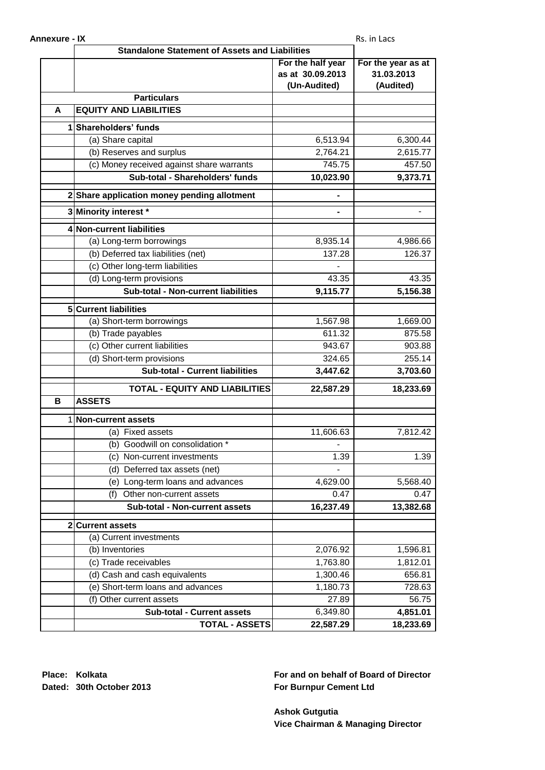**Annexure - IX**

Rs. in Lacs

| | Standalone Statement of Assets and Liabilities | For the half year as at 30.09.2013 (Un-Audited) | For the year as at 31.03.2013 (Audited) |
|---|---|---|---|
| | **Particulars** | | |
| **A** | **EQUITY AND LIABILITIES** | | |
| **1** | **Shareholders' funds** | | |
| | (a) Share capital | 6,513.94 | 6,300.44 |
| | (b) Reserves and surplus | 2,764.21 | 2,615.77 |
| | (c) Money received against share warrants | 745.75 | 457.50 |
| | **Sub-total - Shareholders' funds** | **10,023.90** | **9,373.71** |
| **2** | **Share application money pending allotment** | **-** | |
| **3** | **Minority interest *** | **-** | - |
| **4** | **Non-current liabilities** | | |
| | (a) Long-term borrowings | 8,935.14 | 4,986.66 |
| | (b) Deferred tax liabilities (net) | 137.28 | 126.37 |
| | (c) Other long-term liabilities | - | |
| | (d) Long-term provisions | 43.35 | 43.35 |
| | **Sub-total - Non-current liabilities** | **9,115.77** | **5,156.38** |
| **5** | **Current liabilities** | | |
| | (a) Short-term borrowings | 1,567.98 | 1,669.00 |
| | (b) Trade payables | 611.32 | 875.58 |
| | (c) Other current liabilities | 943.67 | 903.88 |
| | (d) Short-term provisions | 324.65 | 255.14 |
| | **Sub-total - Current liabilities** | **3,447.62** | **3,703.60** |
| | **TOTAL - EQUITY AND LIABILITIES** | **22,587.29** | **18,233.69** |
| **B** | **ASSETS** | | |
| 1 | **Non-current assets** | | |
| | (a) Fixed assets | 11,606.63 | 7,812.42 |
| | (b) Goodwill on consolidation * | - | |
| | (c) Non-current investments | 1.39 | 1.39 |
| | (d) Deferred tax assets (net) | - | |
| | (e) Long-term loans and advances | 4,629.00 | 5,568.40 |
| | (f) Other non-current assets | 0.47 | 0.47 |
| | **Sub-total - Non-current assets** | **16,237.49** | **13,382.68** |
| **2** | **Current assets** | | |
| | (a) Current investments | | |
| | (b) Inventories | 2,076.92 | 1,596.81 |
| | (c) Trade receivables | 1,763.80 | 1,812.01 |
| | (d) Cash and cash equivalents | 1,300.46 | 656.81 |
| | (e) Short-term loans and advances | 1,180.73 | 728.63 |
| | (f) Other current assets | 27.89 | 56.75 |
| | **Sub-total - Current assets** | 6,349.80 | **4,851.01** |
| | **TOTAL - ASSETS** | **22,587.29** | **18,233.69** |

**Place: Kolkata**
**Dated: 30th October 2013**

**For and on behalf of Board of Director**
**For Burnpur Cement Ltd**

**Ashok Gutgutia**
**Vice Chairman & Managing Director**